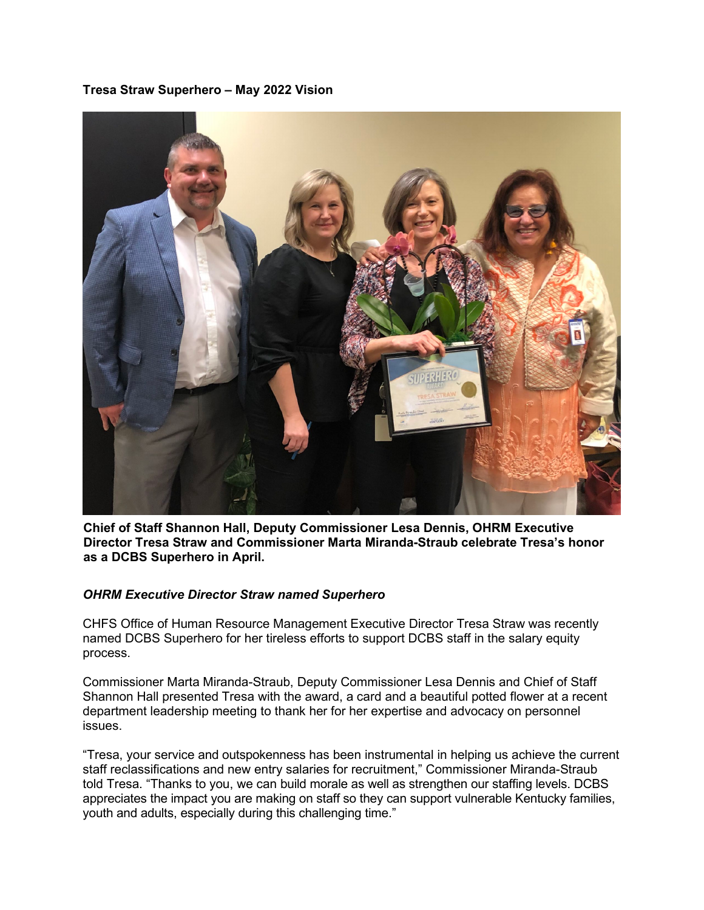**Tresa Straw Superhero – May 2022 Vision**

**Chief of Staff Shannon Hall, Deputy Commissioner Lesa Dennis, OHRM Executive Director Tresa Straw and Commissioner Marta Miranda-Straub celebrate Tresa's honor as a DCBS Superhero in April.**

***OHRM Executive Director Straw named Superhero***

CHFS Office of Human Resource Management Executive Director Tresa Straw was recently named DCBS Superhero for her tireless efforts to support DCBS staff in the salary equity process.

Commissioner Marta Miranda-Straub, Deputy Commissioner Lesa Dennis and Chief of Staff Shannon Hall presented Tresa with the award, a card and a beautiful potted flower at a recent department leadership meeting to thank her for her expertise and advocacy on personnel issues.

"Tresa, your service and outspokenness has been instrumental in helping us achieve the current staff reclassifications and new entry salaries for recruitment," Commissioner Miranda-Straub told Tresa. "Thanks to you, we can build morale as well as strengthen our staffing levels. DCBS appreciates the impact you are making on staff so they can support vulnerable Kentucky families, youth and adults, especially during this challenging time."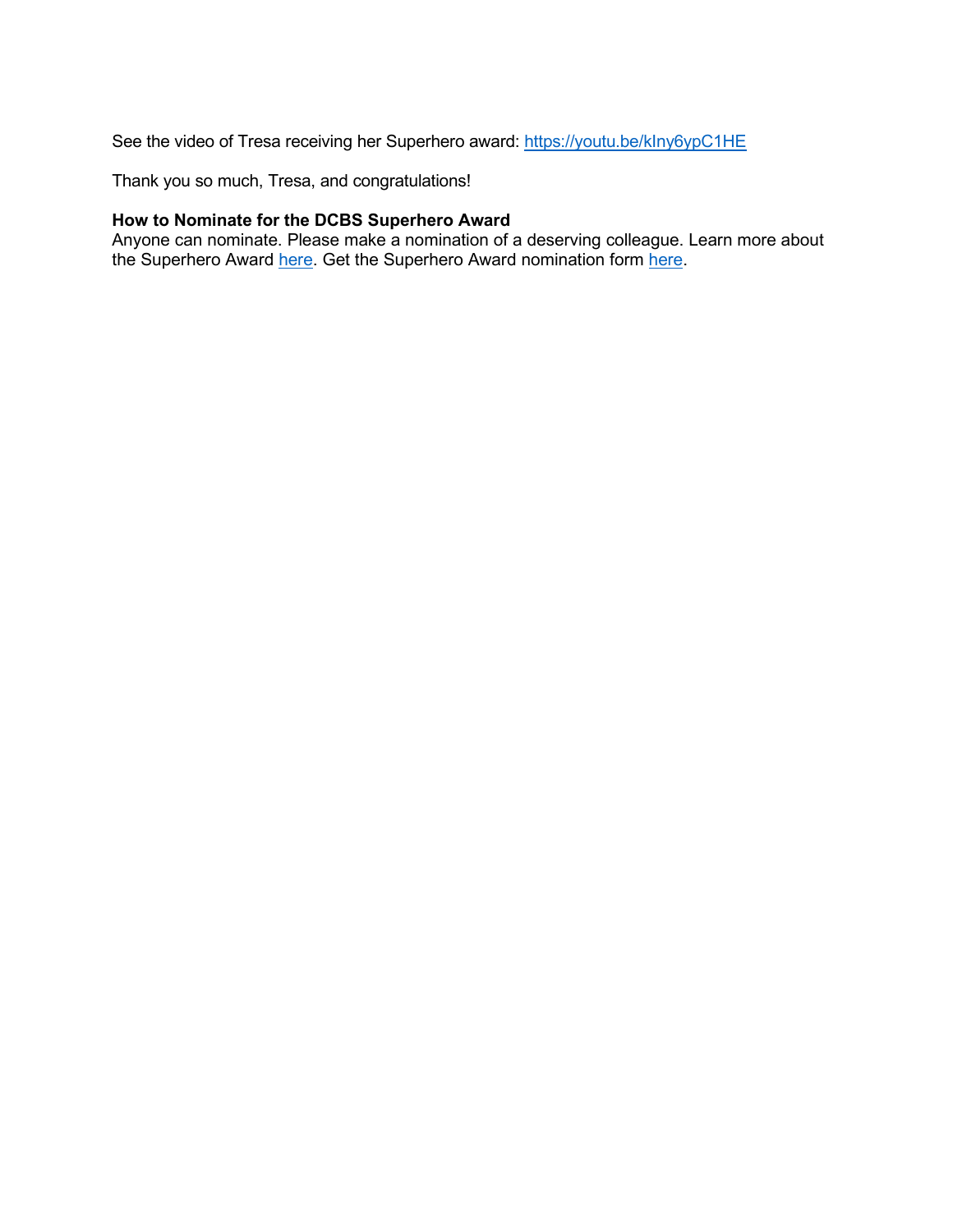See the video of Tresa receiving her Superhero award: https://youtu.be/kIny6ypC1HE

Thank you so much, Tresa, and congratulations!

**How to Nominate for the DCBS Superhero Award**

Anyone can nominate. Please make a nomination of a deserving colleague. Learn more about the Superhero Award here. Get the Superhero Award nomination form here.